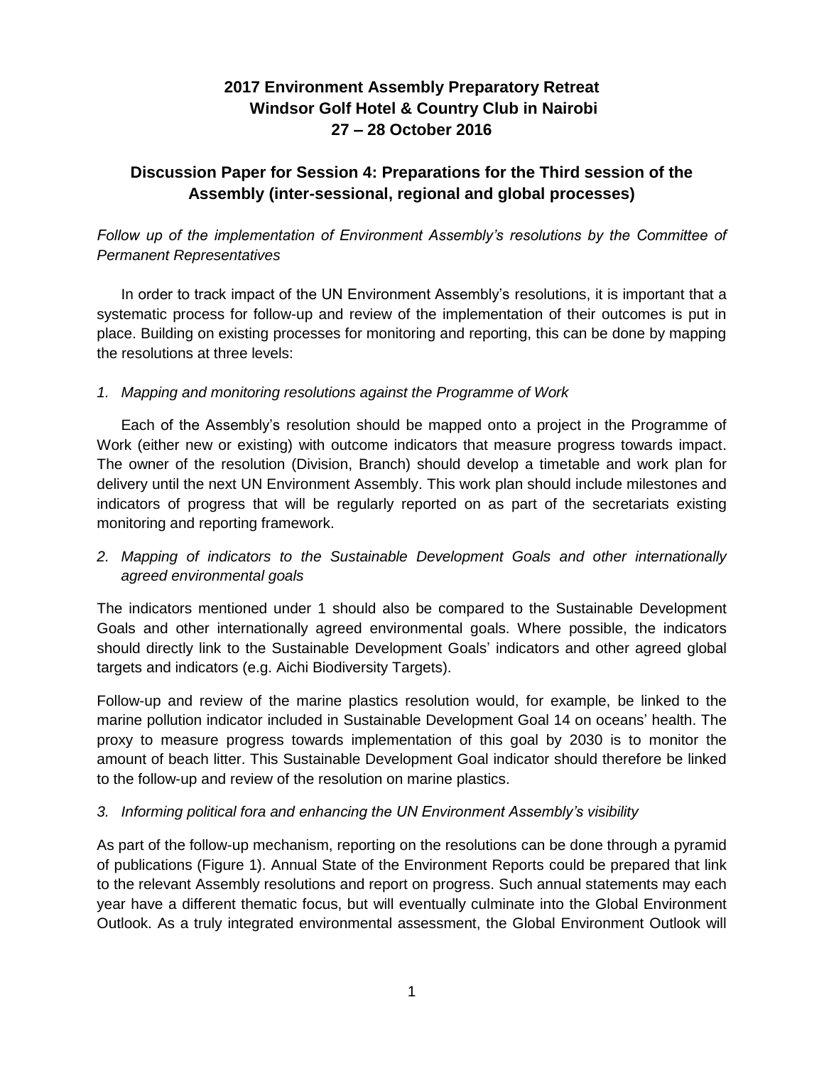# 2017 Environment Assembly Preparatory Retreat
# Windsor Golf Hotel & Country Club in Nairobi
# 27 – 28 October 2016

## Discussion Paper for Session 4: Preparations for the Third session of the Assembly (inter-sessional, regional and global processes)

*Follow up of the implementation of Environment Assembly's resolutions by the Committee of Permanent Representatives*

In order to track impact of the UN Environment Assembly's resolutions, it is important that a systematic process for follow-up and review of the implementation of their outcomes is put in place. Building on existing processes for monitoring and reporting, this can be done by mapping the resolutions at three levels:

*1. Mapping and monitoring resolutions against the Programme of Work*

Each of the Assembly's resolution should be mapped onto a project in the Programme of Work (either new or existing) with outcome indicators that measure progress towards impact. The owner of the resolution (Division, Branch) should develop a timetable and work plan for delivery until the next UN Environment Assembly. This work plan should include milestones and indicators of progress that will be regularly reported on as part of the secretariats existing monitoring and reporting framework.

*2. Mapping of indicators to the Sustainable Development Goals and other internationally agreed environmental goals*

The indicators mentioned under 1 should also be compared to the Sustainable Development Goals and other internationally agreed environmental goals. Where possible, the indicators should directly link to the Sustainable Development Goals' indicators and other agreed global targets and indicators (e.g. Aichi Biodiversity Targets).

Follow-up and review of the marine plastics resolution would, for example, be linked to the marine pollution indicator included in Sustainable Development Goal 14 on oceans' health. The proxy to measure progress towards implementation of this goal by 2030 is to monitor the amount of beach litter. This Sustainable Development Goal indicator should therefore be linked to the follow-up and review of the resolution on marine plastics.

*3. Informing political fora and enhancing the UN Environment Assembly's visibility*

As part of the follow-up mechanism, reporting on the resolutions can be done through a pyramid of publications (Figure 1). Annual State of the Environment Reports could be prepared that link to the relevant Assembly resolutions and report on progress. Such annual statements may each year have a different thematic focus, but will eventually culminate into the Global Environment Outlook. As a truly integrated environmental assessment, the Global Environment Outlook will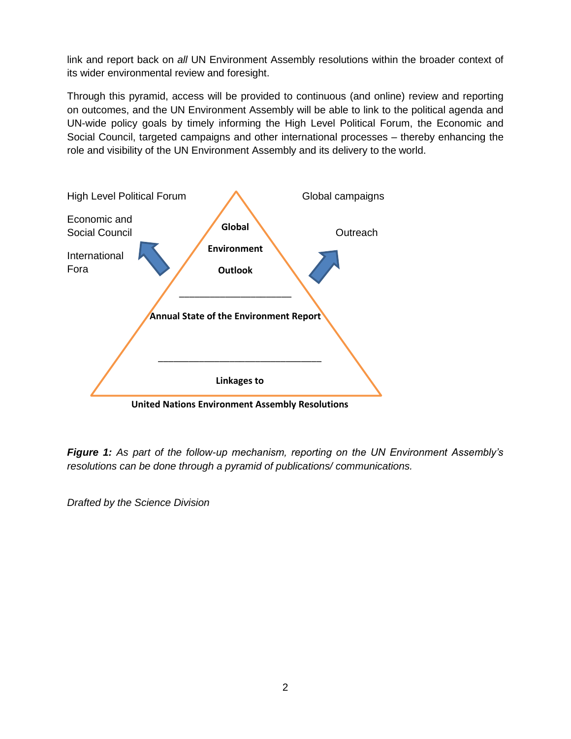link and report back on *all* UN Environment Assembly resolutions within the broader context of its wider environmental review and foresight.

Through this pyramid, access will be provided to continuous (and online) review and reporting on outcomes, and the UN Environment Assembly will be able to link to the political agenda and UN-wide policy goals by timely informing the High Level Political Forum, the Economic and Social Council, targeted campaigns and other international processes – thereby enhancing the role and visibility of the UN Environment Assembly and its delivery to the world.

High Level Political Forum

Economic and Social Council

International Fora

Global campaigns

Outreach

**Global Environment Outlook**

**Annual State of the Environment Report**

**Linkages to**

**United Nations Environment Assembly Resolutions**

***Figure 1:*** *As part of the follow-up mechanism, reporting on the UN Environment Assembly's resolutions can be done through a pyramid of publications/ communications.*

*Drafted by the Science Division*